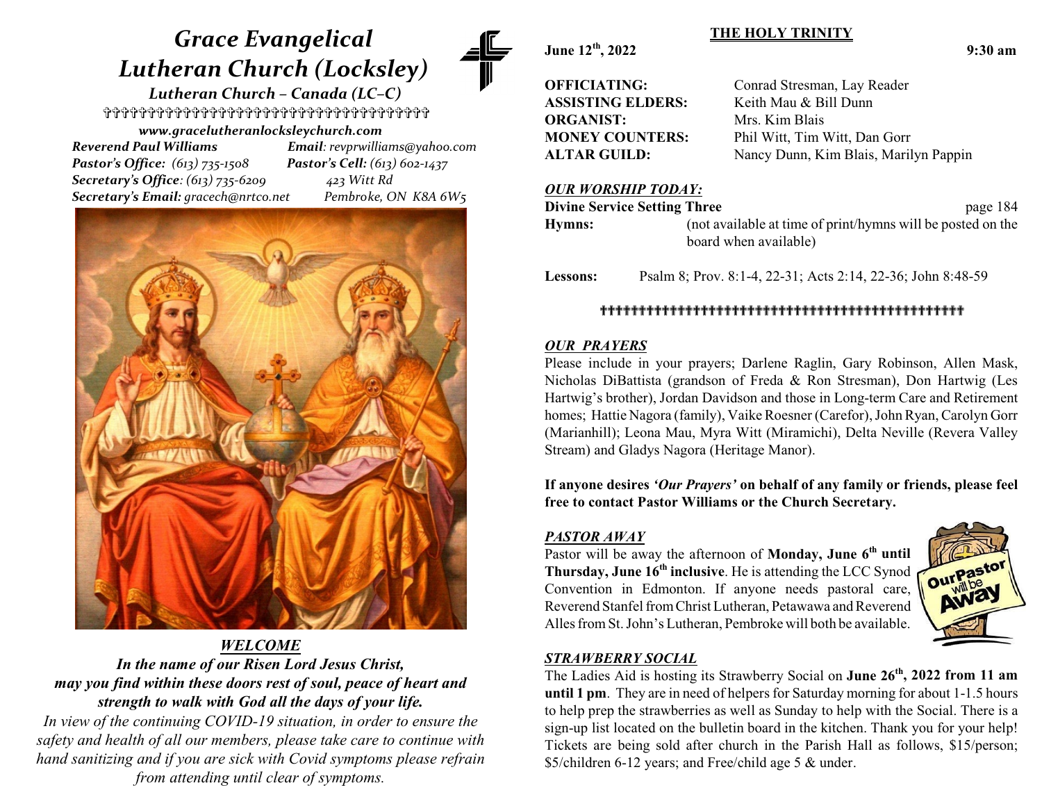# *Grace Evangelical Lutheran Church (Locksley)*

*Lutheran Church – Canada (LC–C)*

✞✞✞✞✞✞✞✞✞✞✞✞✞✞✞✞✞✞✞✞✞✞✞✞✞✞✞✞✞✞✞✞✞✞✞✞

***www.gracelutheranlocksleychurch.com***

***Reverend Paul Williams*** ***Email****: revprwilliams@yahoo.com*

***Pastor's Office:*** *(613) 735-1508* ***Pastor's Cell:*** *(613) 602-1437*

***Secretary's Office****: (613) 735-6209* *423 Witt Rd*

***Secretary's Email:*** *gracech@nrtco.net* *Pembroke, ON K8A 6W5*

## *WELCOME*

***In the name of our Risen Lord Jesus Christ, may you find within these doors rest of soul, peace of heart and strength to walk with God all the days of your life.***

*In view of the continuing COVID-19 situation, in order to ensure the safety and health of all our members, please take care to continue with hand sanitizing and if you are sick with Covid symptoms please refrain from attending until clear of symptoms.*

## THE HOLY TRINITY

**June 12th, 2022** **9:30 am**

**OFFICIATING:** Conrad Stresman, Lay Reader
**ASSISTING ELDERS:** Keith Mau & Bill Dunn
**ORGANIST:** Mrs. Kim Blais
**MONEY COUNTERS:** Phil Witt, Tim Witt, Dan Gorr
**ALTAR GUILD:** Nancy Dunn, Kim Blais, Marilyn Pappin

### *OUR WORSHIP TODAY:*

**Divine Service Setting Three** page 184

**Hymns:** (not available at time of print/hymns will be posted on the board when available)

**Lessons:** Psalm 8; Prov. 8:1-4, 22-31; Acts 2:14, 22-36; John 8:48-59

✞✞✞✞✞✞✞✞✞✞✞✞✞✞✞✞✞✞✞✞✞✞✞✞✞✞✞✞✞✞✞✞✞✞✞✞✞✞✞✞✞✞✞✞✞✞✞✞

### *OUR PRAYERS*

Please include in your prayers; Darlene Raglin, Gary Robinson, Allen Mask, Nicholas DiBattista (grandson of Freda & Ron Stresman), Don Hartwig (Les Hartwig's brother), Jordan Davidson and those in Long-term Care and Retirement homes; Hattie Nagora (family), Vaike Roesner (Carefor), John Ryan, Carolyn Gorr (Marianhill); Leona Mau, Myra Witt (Miramichi), Delta Neville (Revera Valley Stream) and Gladys Nagora (Heritage Manor).

**If anyone desires *'Our Prayers'* on behalf of any family or friends, please feel free to contact Pastor Williams or the Church Secretary.**

### *PASTOR AWAY*

Pastor will be away the afternoon of **Monday, June 6th until Thursday, June 16th inclusive**. He is attending the LCC Synod Convention in Edmonton. If anyone needs pastoral care, Reverend Stanfel from Christ Lutheran, Petawawa and Reverend Alles from St. John's Lutheran, Pembroke will both be available.

### *STRAWBERRY SOCIAL*

The Ladies Aid is hosting its Strawberry Social on **June 26th, 2022 from 11 am until 1 pm**. They are in need of helpers for Saturday morning for about 1-1.5 hours to help prep the strawberries as well as Sunday to help with the Social. There is a sign-up list located on the bulletin board in the kitchen. Thank you for your help! Tickets are being sold after church in the Parish Hall as follows, $15/person; $5/children 6-12 years; and Free/child age 5 & under.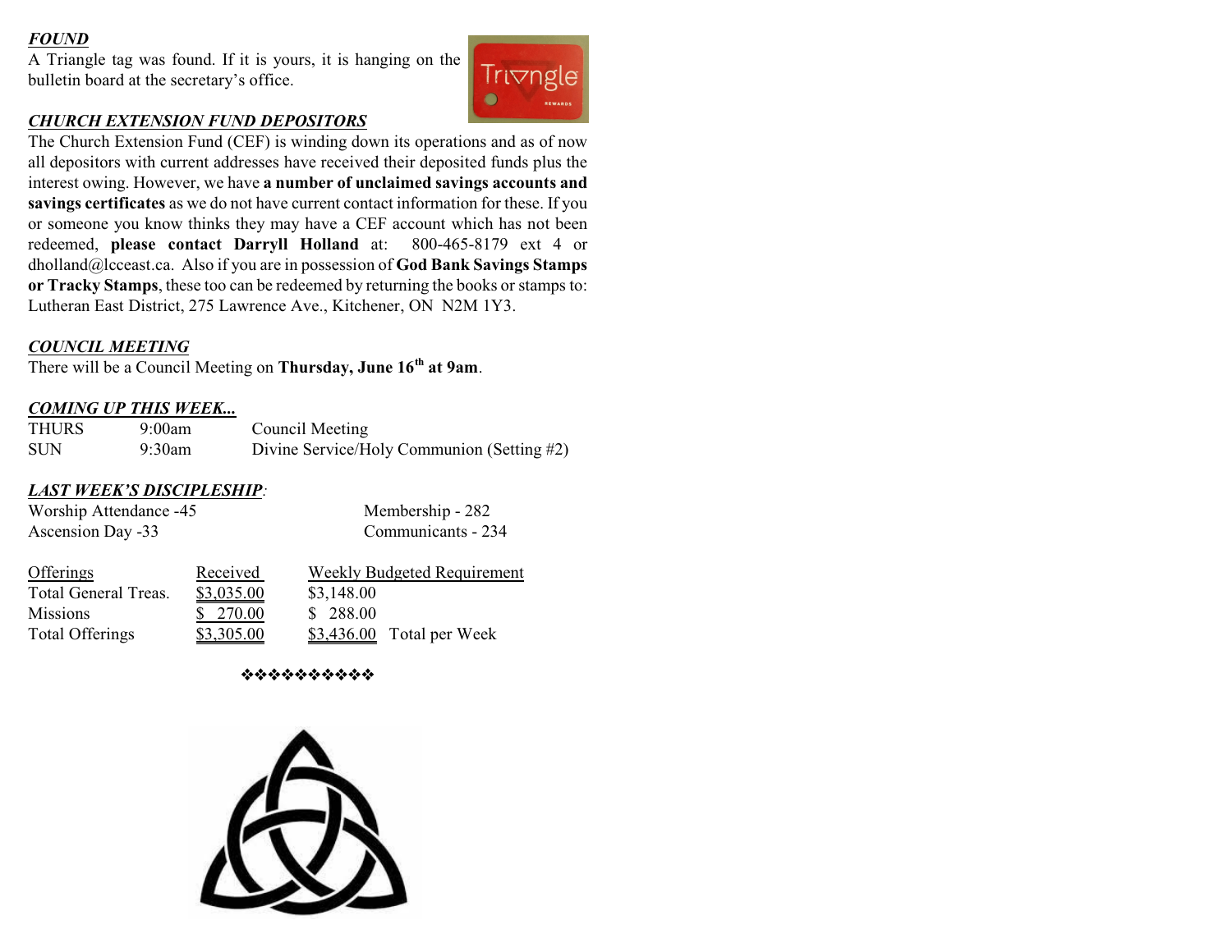***FOUND***

A Triangle tag was found. If it is yours, it is hanging on the bulletin board at the secretary's office.

***CHURCH EXTENSION FUND DEPOSITORS***

The Church Extension Fund (CEF) is winding down its operations and as of now all depositors with current addresses have received their deposited funds plus the interest owing. However, we have **a number of unclaimed savings accounts and savings certificates** as we do not have current contact information for these. If you or someone you know thinks they may have a CEF account which has not been redeemed, **please contact Darryll Holland** at: 800-465-8179 ext 4 or dholland@lcceast.ca. Also if you are in possession of **God Bank Savings Stamps or Tracky Stamps**, these too can be redeemed by returning the books or stamps to: Lutheran East District, 275 Lawrence Ave., Kitchener, ON N2M 1Y3.

***COUNCIL MEETING***

There will be a Council Meeting on **Thursday, June 16th at 9am**.

***COMING UP THIS WEEK...***

| | | |
|---|---|---|
| THURS | 9:00am | Council Meeting |
| SUN | 9:30am | Divine Service/Holy Communion (Setting #2) |

***LAST WEEK'S DISCIPLESHIP:***

| | |
|---|---|
| Worship Attendance -45 | Membership - 282 |
| Ascension Day -33 | Communicants - 234 |

| Offerings | Received | Weekly Budgeted Requirement |
|---|---|---|
| Total General Treas. | $3,035.00 | $3,148.00 |
| Missions | $ 270.00 | $ 288.00 |
| Total Offerings | $3,305.00 | $3,436.00 Total per Week |

❖❖❖❖❖❖❖❖❖❖